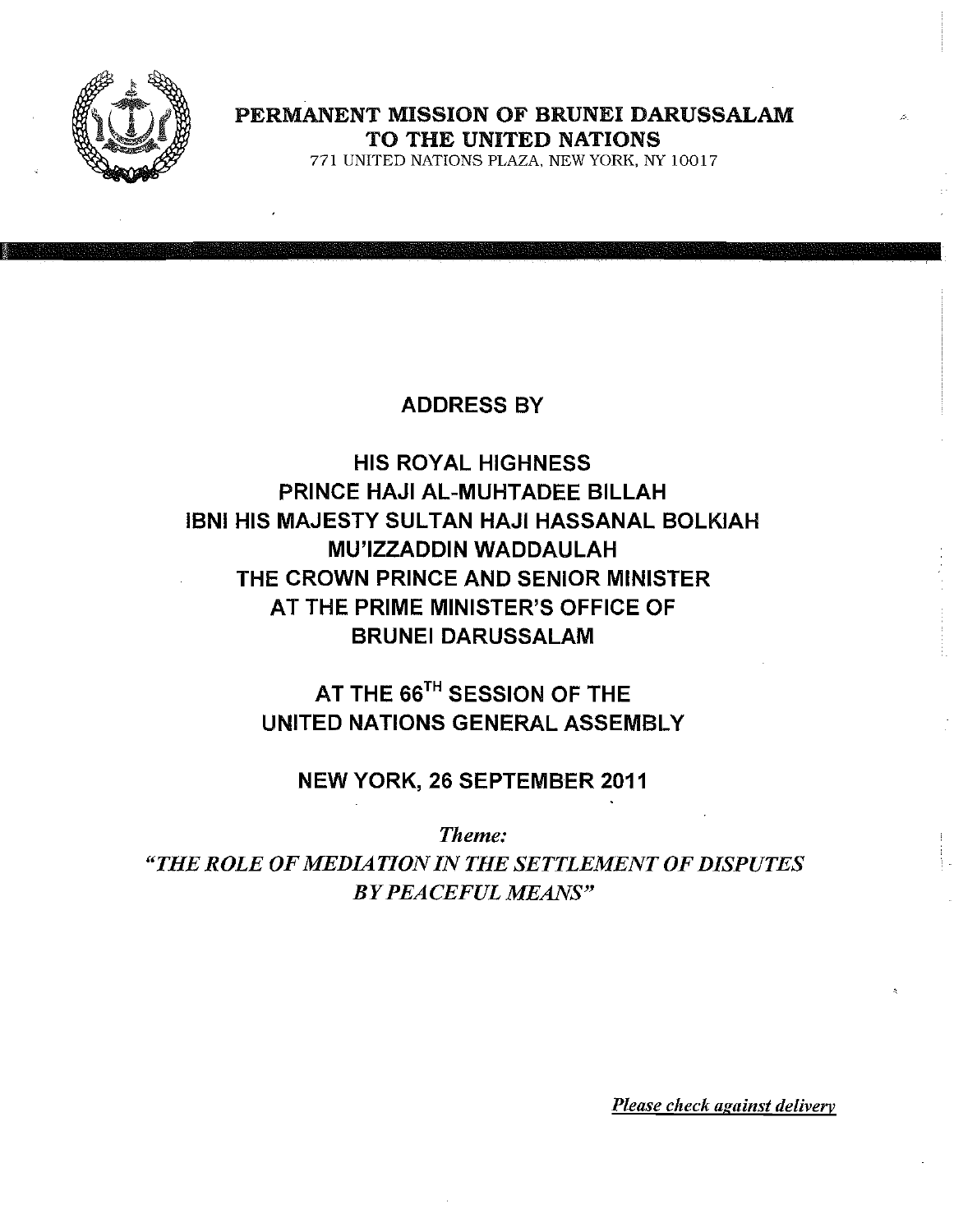**PERMANENT MISSION OF BRUNEI DARUSSALAM**
**TO THE UNITED NATIONS**
771 UNITED NATIONS PLAZA, NEW YORK, NY 10017

# ADDRESS BY

## HIS ROYAL HIGHNESS PRINCE HAJI AL-MUHTADEE BILLAH IBNI HIS MAJESTY SULTAN HAJI HASSANAL BOLKIAH MU'IZZADDIN WADDAULAH THE CROWN PRINCE AND SENIOR MINISTER AT THE PRIME MINISTER'S OFFICE OF BRUNEI DARUSSALAM

## AT THE 66TH SESSION OF THE UNITED NATIONS GENERAL ASSEMBLY

## NEW YORK, 26 SEPTEMBER 2011

***Theme:***
***"THE ROLE OF MEDIATION IN THE SETTLEMENT OF DISPUTES BY PEACEFUL MEANS"***

*Please check against delivery*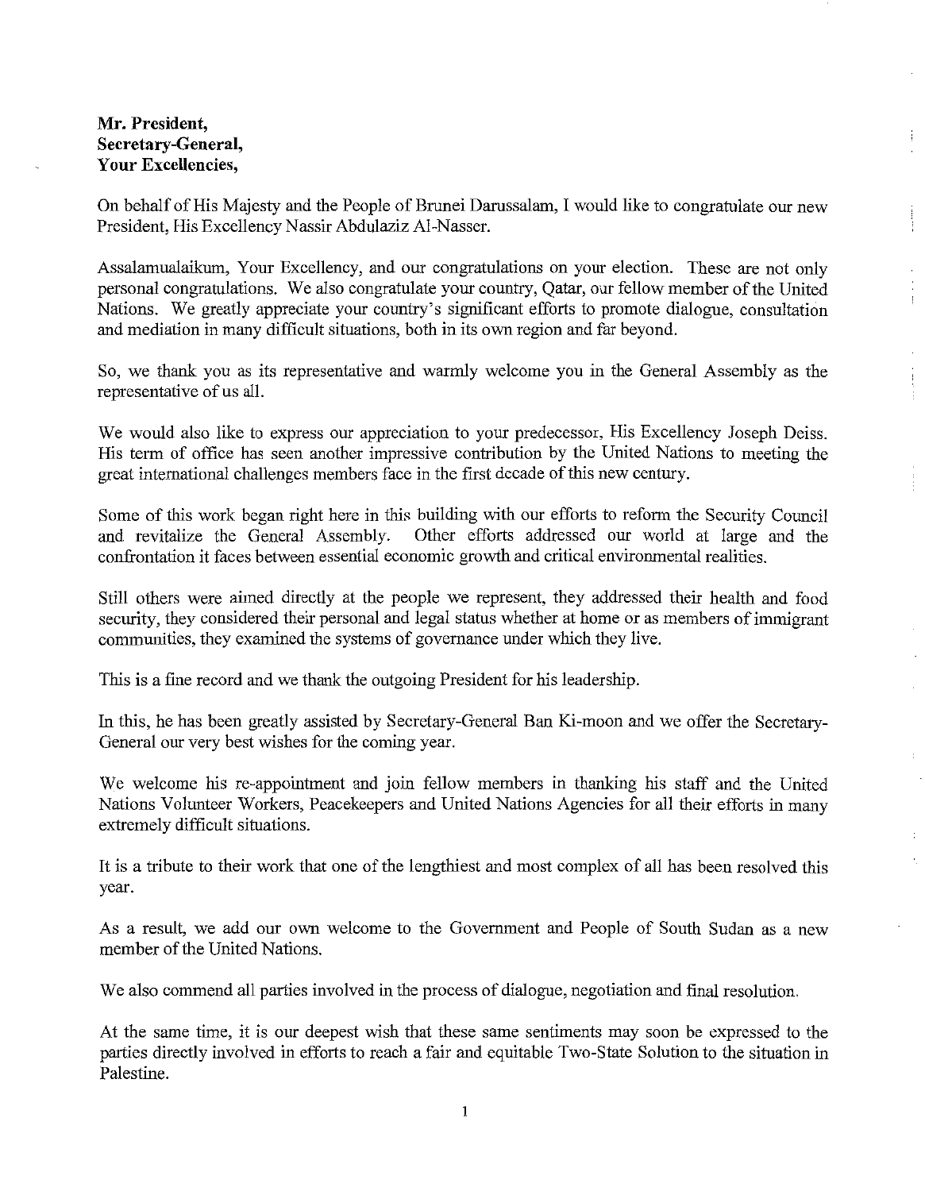**Mr. President,**
**Secretary-General,**
**Your Excellencies,**

On behalf of His Majesty and the People of Brunei Darussalam, I would like to congratulate our new President, His Excellency Nassir Abdulaziz Al-Nasser.

Assalamualaikum, Your Excellency, and our congratulations on your election. These are not only personal congratulations. We also congratulate your country, Qatar, our fellow member of the United Nations. We greatly appreciate your country's significant efforts to promote dialogue, consultation and mediation in many difficult situations, both in its own region and far beyond.

So, we thank you as its representative and warmly welcome you in the General Assembly as the representative of us all.

We would also like to express our appreciation to your predecessor, His Excellency Joseph Deiss. His term of office has seen another impressive contribution by the United Nations to meeting the great international challenges members face in the first decade of this new century.

Some of this work began right here in this building with our efforts to reform the Security Council and revitalize the General Assembly. Other efforts addressed our world at large and the confrontation it faces between essential economic growth and critical environmental realities.

Still others were aimed directly at the people we represent, they addressed their health and food security, they considered their personal and legal status whether at home or as members of immigrant communities, they examined the systems of governance under which they live.

This is a fine record and we thank the outgoing President for his leadership.

In this, he has been greatly assisted by Secretary-General Ban Ki-moon and we offer the Secretary-General our very best wishes for the coming year.

We welcome his re-appointment and join fellow members in thanking his staff and the United Nations Volunteer Workers, Peacekeepers and United Nations Agencies for all their efforts in many extremely difficult situations.

It is a tribute to their work that one of the lengthiest and most complex of all has been resolved this year.

As a result, we add our own welcome to the Government and People of South Sudan as a new member of the United Nations.

We also commend all parties involved in the process of dialogue, negotiation and final resolution.

At the same time, it is our deepest wish that these same sentiments may soon be expressed to the parties directly involved in efforts to reach a fair and equitable Two-State Solution to the situation in Palestine.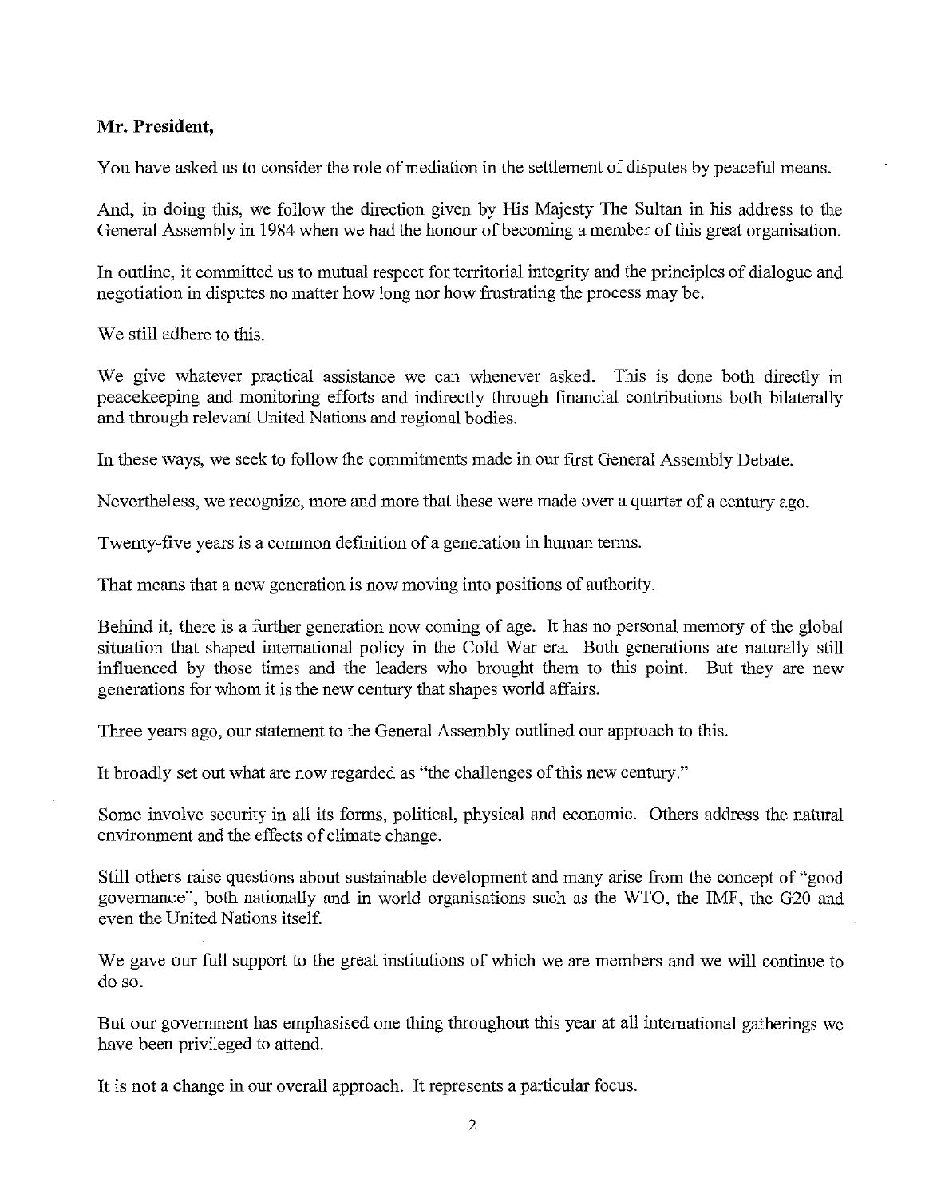**Mr. President,**

You have asked us to consider the role of mediation in the settlement of disputes by peaceful means.

And, in doing this, we follow the direction given by His Majesty The Sultan in his address to the General Assembly in 1984 when we had the honour of becoming a member of this great organisation.

In outline, it committed us to mutual respect for territorial integrity and the principles of dialogue and negotiation in disputes no matter how long nor how frustrating the process may be.

We still adhere to this.

We give whatever practical assistance we can whenever asked. This is done both directly in peacekeeping and monitoring efforts and indirectly through financial contributions both bilaterally and through relevant United Nations and regional bodies.

In these ways, we seek to follow the commitments made in our first General Assembly Debate.

Nevertheless, we recognize, more and more that these were made over a quarter of a century ago.

Twenty-five years is a common definition of a generation in human terms.

That means that a new generation is now moving into positions of authority.

Behind it, there is a further generation now coming of age. It has no personal memory of the global situation that shaped international policy in the Cold War era. Both generations are naturally still influenced by those times and the leaders who brought them to this point. But they are new generations for whom it is the new century that shapes world affairs.

Three years ago, our statement to the General Assembly outlined our approach to this.

It broadly set out what are now regarded as "the challenges of this new century."

Some involve security in all its forms, political, physical and economic. Others address the natural environment and the effects of climate change.

Still others raise questions about sustainable development and many arise from the concept of "good governance", both nationally and in world organisations such as the WTO, the IMF, the G20 and even the United Nations itself.

We gave our full support to the great institutions of which we are members and we will continue to do so.

But our government has emphasised one thing throughout this year at all international gatherings we have been privileged to attend.

It is not a change in our overall approach. It represents a particular focus.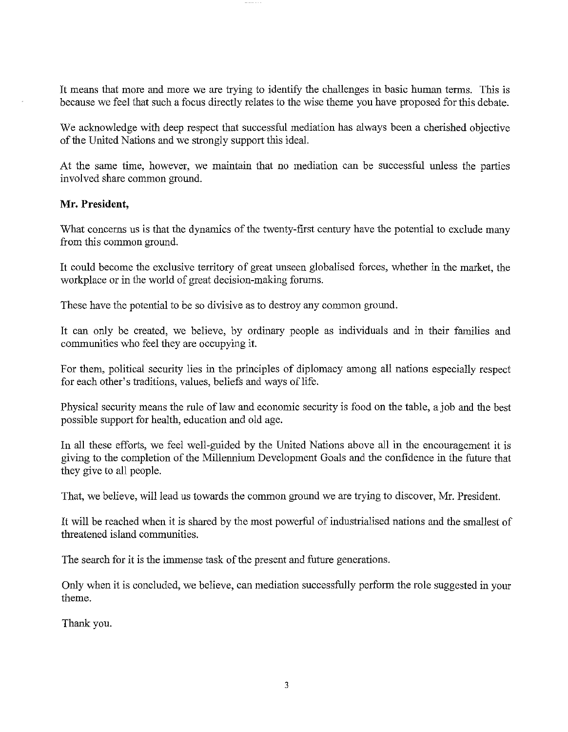It means that more and more we are trying to identify the challenges in basic human terms. This is because we feel that such a focus directly relates to the wise theme you have proposed for this debate.

We acknowledge with deep respect that successful mediation has always been a cherished objective of the United Nations and we strongly support this ideal.

At the same time, however, we maintain that no mediation can be successful unless the parties involved share common ground.

**Mr. President,**

What concerns us is that the dynamics of the twenty-first century have the potential to exclude many from this common ground.

It could become the exclusive territory of great unseen globalised forces, whether in the market, the workplace or in the world of great decision-making forums.

These have the potential to be so divisive as to destroy any common ground.

It can only be created, we believe, by ordinary people as individuals and in their families and communities who feel they are occupying it.

For them, political security lies in the principles of diplomacy among all nations especially respect for each other's traditions, values, beliefs and ways of life.

Physical security means the rule of law and economic security is food on the table, a job and the best possible support for health, education and old age.

In all these efforts, we feel well-guided by the United Nations above all in the encouragement it is giving to the completion of the Millennium Development Goals and the confidence in the future that they give to all people.

That, we believe, will lead us towards the common ground we are trying to discover, Mr. President.

It will be reached when it is shared by the most powerful of industrialised nations and the smallest of threatened island communities.

The search for it is the immense task of the present and future generations.

Only when it is concluded, we believe, can mediation successfully perform the role suggested in your theme.

Thank you.